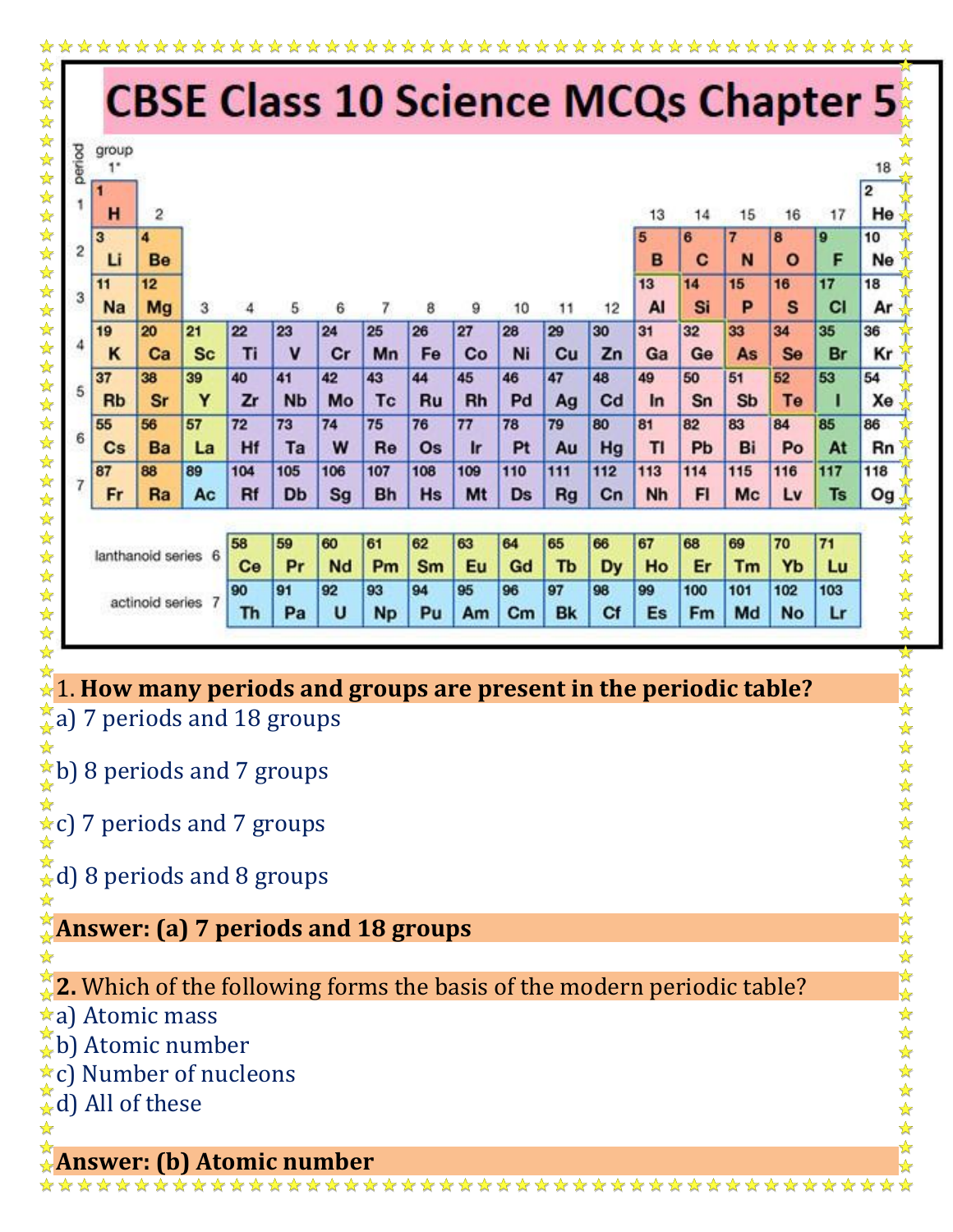# CBSE Class 10 Science MCQs Chapter 5

1. **How many periods and groups are present in the periodic table?**

a) 7 periods and 18 groups

b) 8 periods and 7 groups

c) 7 periods and 7 groups

d) 8 periods and 8 groups

**Answer: (a) 7 periods and 18 groups**

**2.** Which of the following forms the basis of the modern periodic table?

a) Atomic mass
b) Atomic number
c) Number of nucleons
d) All of these

**Answer: (b) Atomic number**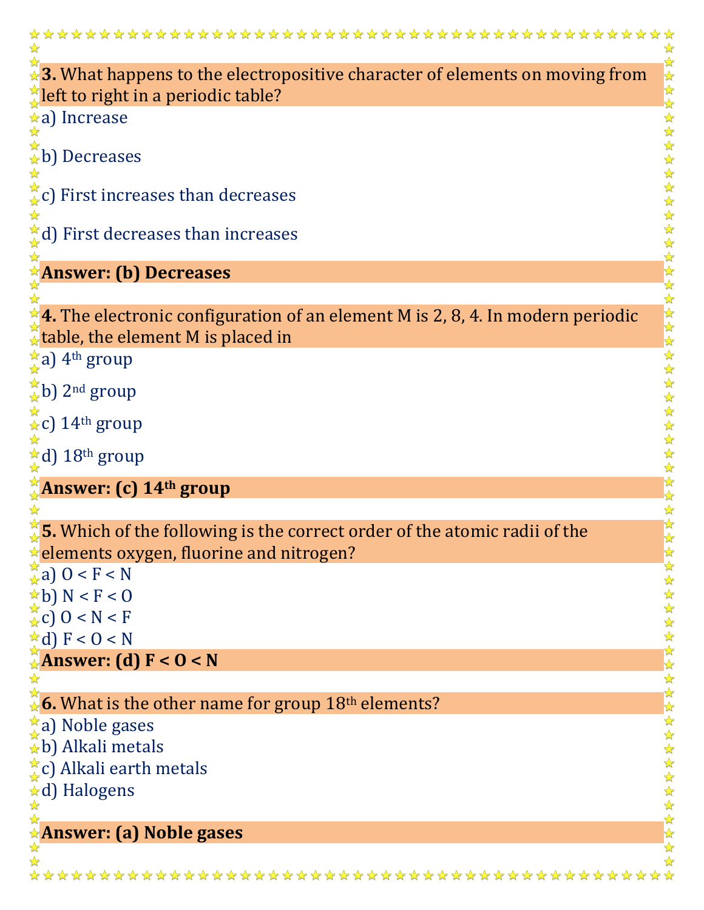**3.** What happens to the electropositive character of elements on moving from left to right in a periodic table?

a) Increase

b) Decreases

c) First increases than decreases

d) First decreases than increases

**Answer: (b) Decreases**

**4.** The electronic configuration of an element M is 2, 8, 4. In modern periodic table, the element M is placed in

a) $4^{th}$ group

b) $2^{nd}$ group

c) $14^{th}$ group

d) $18^{th}$ group

**Answer: (c) $14^{th}$ group**

**5.** Which of the following is the correct order of the atomic radii of the elements oxygen, fluorine and nitrogen?

a) O < F < N
b) N < F < O
c) O < N < F
d) F < O < N

**Answer: (d) F < O < N**

**6.** What is the other name for group $18^{th}$ elements?

a) Noble gases
b) Alkali metals
c) Alkali earth metals
d) Halogens

**Answer: (a) Noble gases**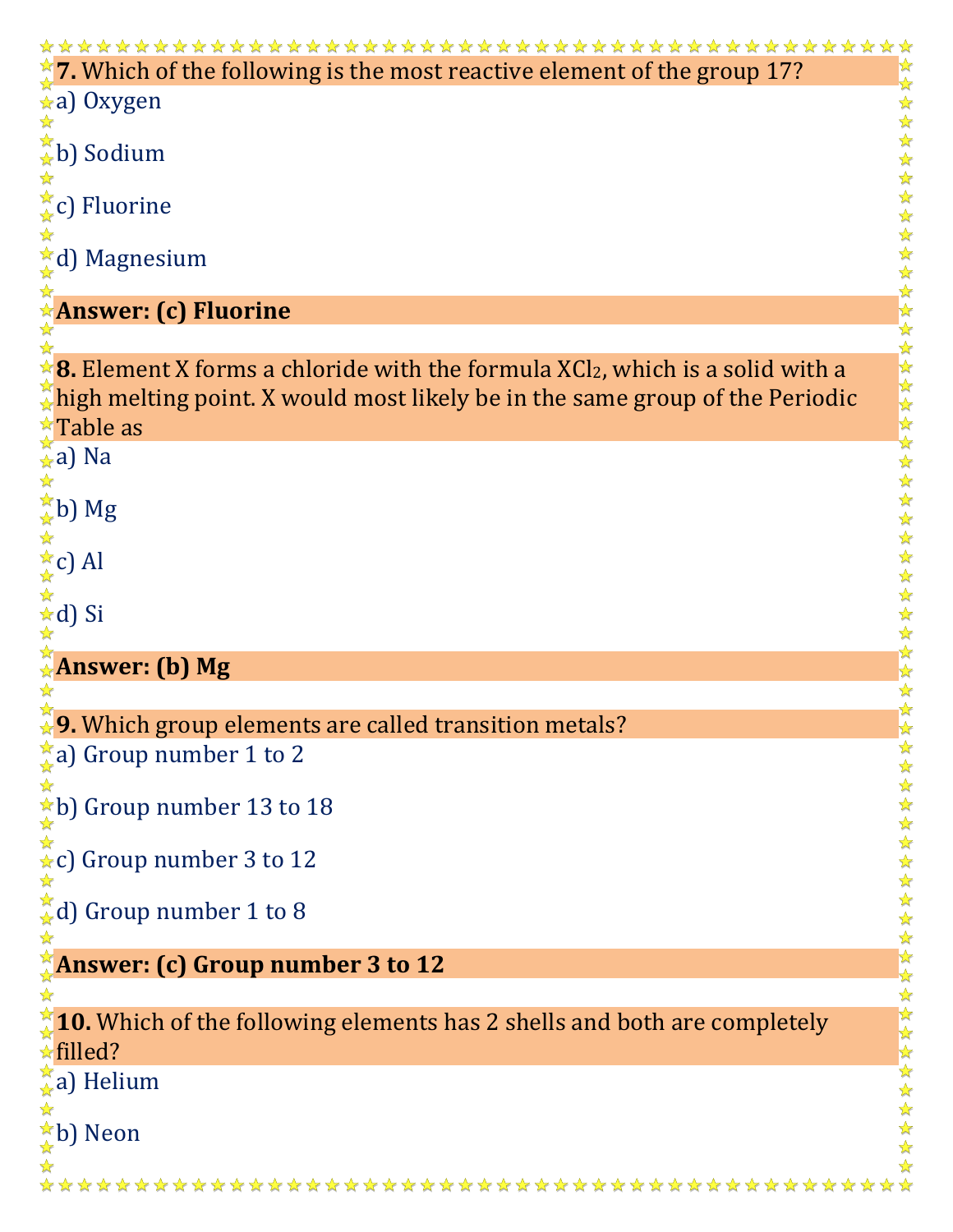**7.** Which of the following is the most reactive element of the group 17?

a) Oxygen

b) Sodium

c) Fluorine

d) Magnesium

**Answer: (c) Fluorine**

**8.** Element X forms a chloride with the formula $XCl_2$, which is a solid with a high melting point. X would most likely be in the same group of the Periodic Table as

a) Na

b) Mg

c) Al

d) Si

**Answer: (b) Mg**

**9.** Which group elements are called transition metals?

a) Group number 1 to 2

b) Group number 13 to 18

c) Group number 3 to 12

d) Group number 1 to 8

**Answer: (c) Group number 3 to 12**

**10.** Which of the following elements has 2 shells and both are completely filled?

a) Helium

b) Neon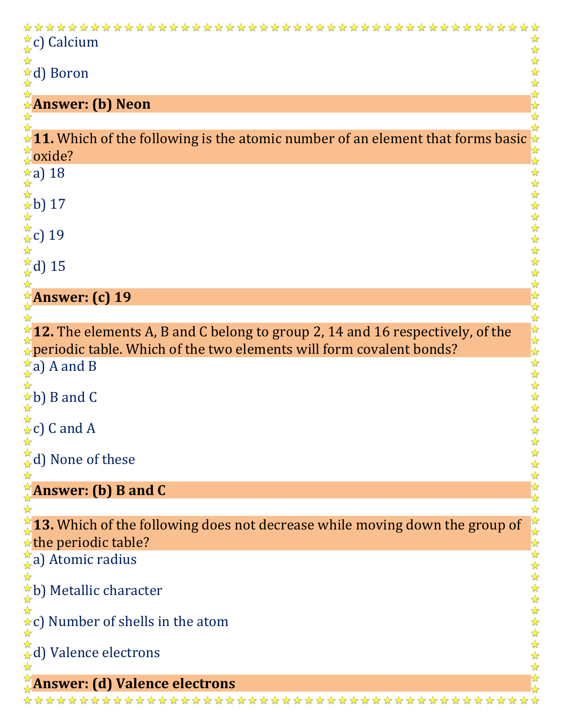c) Calcium

d) Boron

**Answer: (b) Neon**

**11.** Which of the following is the atomic number of an element that forms basic oxide?

a) 18

b) 17

c) 19

d) 15

**Answer: (c) 19**

**12.** The elements A, B and C belong to group 2, 14 and 16 respectively, of the periodic table. Which of the two elements will form covalent bonds?

a) A and B

b) B and C

c) C and A

d) None of these

**Answer: (b) B and C**

**13.** Which of the following does not decrease while moving down the group of the periodic table?

a) Atomic radius

b) Metallic character

c) Number of shells in the atom

d) Valence electrons

**Answer: (d) Valence electrons**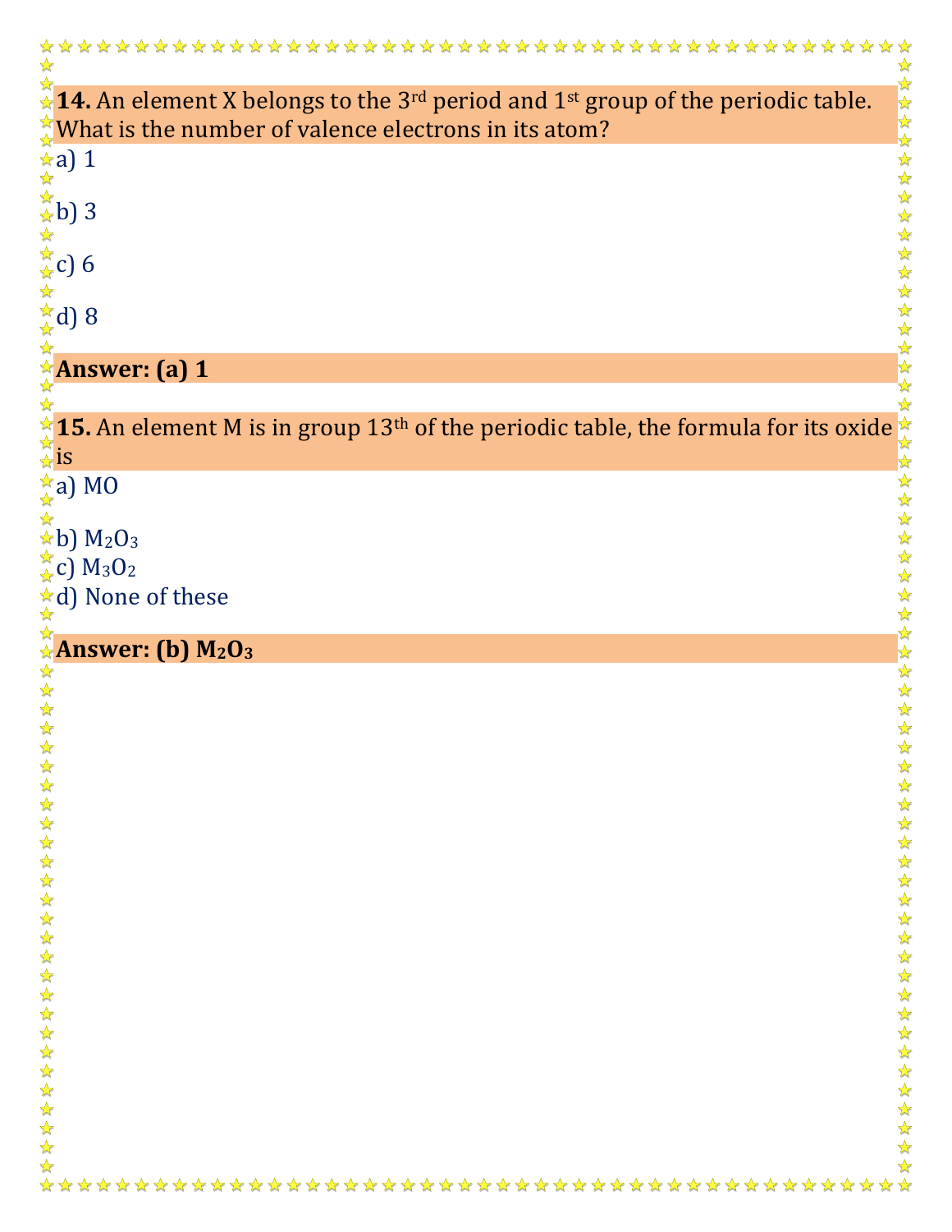**14.** An element X belongs to the 3rd period and 1st group of the periodic table. What is the number of valence electrons in its atom?

a) 1

b) 3

c) 6

d) 8

**Answer: (a) 1**

**15.** An element M is in group 13th of the periodic table, the formula for its oxide is

a) MO

b) $M_2O_3$

c) $M_3O_2$

d) None of these

**Answer: (b) $M_2O_3$**